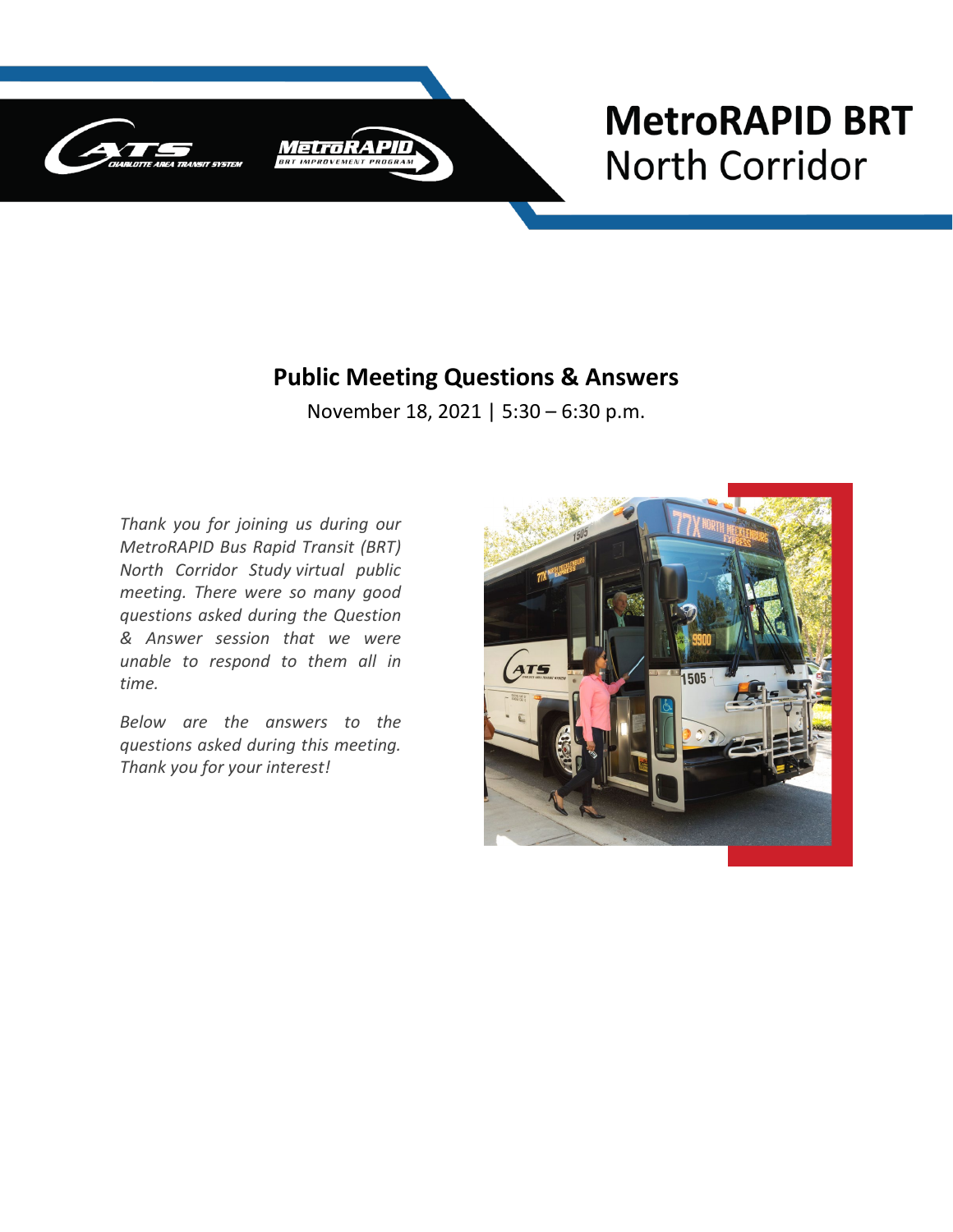# MetroRAPID BRT
## North Corridor

## Public Meeting Questions & Answers

November 18, 2021 | 5:30 – 6:30 p.m.

*Thank you for joining us during our MetroRAPID Bus Rapid Transit (BRT) North Corridor Study virtual public meeting. There were so many good questions asked during the Question & Answer session that we were unable to respond to them all in time.*

*Below are the answers to the questions asked during this meeting. Thank you for your interest!*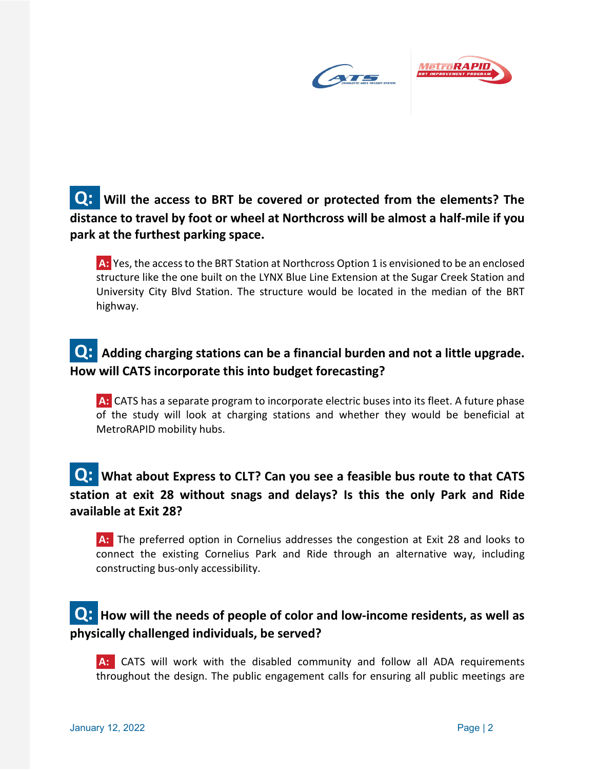**Q: Will the access to BRT be covered or protected from the elements? The distance to travel by foot or wheel at Northcross will be almost a half-mile if you park at the furthest parking space.**

**A:** Yes, the access to the BRT Station at Northcross Option 1 is envisioned to be an enclosed structure like the one built on the LYNX Blue Line Extension at the Sugar Creek Station and University City Blvd Station. The structure would be located in the median of the BRT highway.

**Q: Adding charging stations can be a financial burden and not a little upgrade. How will CATS incorporate this into budget forecasting?**

**A:** CATS has a separate program to incorporate electric buses into its fleet. A future phase of the study will look at charging stations and whether they would be beneficial at MetroRAPID mobility hubs.

**Q: What about Express to CLT? Can you see a feasible bus route to that CATS station at exit 28 without snags and delays? Is this the only Park and Ride available at Exit 28?**

**A:** The preferred option in Cornelius addresses the congestion at Exit 28 and looks to connect the existing Cornelius Park and Ride through an alternative way, including constructing bus-only accessibility.

**Q: How will the needs of people of color and low-income residents, as well as physically challenged individuals, be served?**

**A:** CATS will work with the disabled community and follow all ADA requirements throughout the design. The public engagement calls for ensuring all public meetings are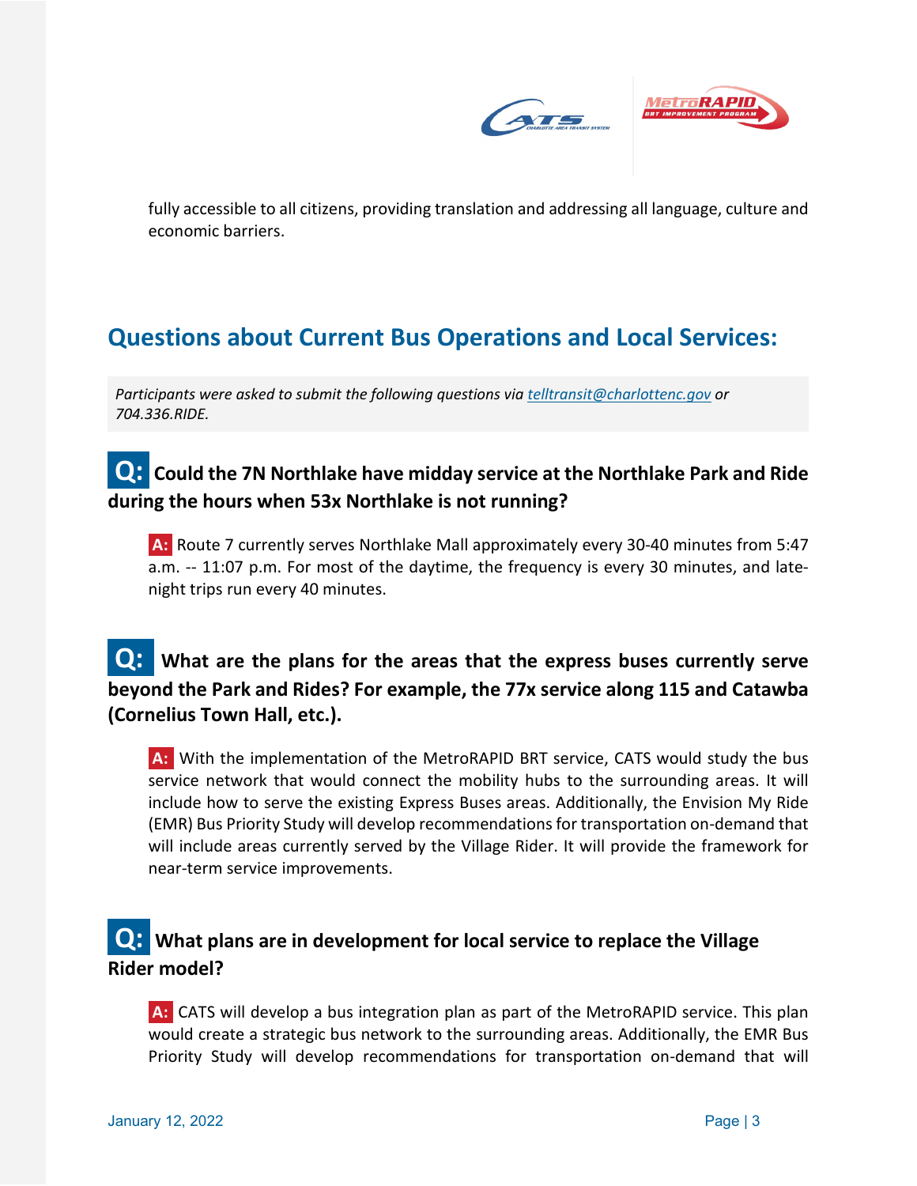fully accessible to all citizens, providing translation and addressing all language, culture and economic barriers.

## Questions about Current Bus Operations and Local Services:

*Participants were asked to submit the following questions via telltransit@charlottenc.gov or 704.336.RIDE.*

### Q: Could the 7N Northlake have midday service at the Northlake Park and Ride during the hours when 53x Northlake is not running?

**A:** Route 7 currently serves Northlake Mall approximately every 30-40 minutes from 5:47 a.m. -- 11:07 p.m. For most of the daytime, the frequency is every 30 minutes, and late-night trips run every 40 minutes.

### Q: What are the plans for the areas that the express buses currently serve beyond the Park and Rides? For example, the 77x service along 115 and Catawba (Cornelius Town Hall, etc.).

**A:** With the implementation of the MetroRAPID BRT service, CATS would study the bus service network that would connect the mobility hubs to the surrounding areas. It will include how to serve the existing Express Buses areas. Additionally, the Envision My Ride (EMR) Bus Priority Study will develop recommendations for transportation on-demand that will include areas currently served by the Village Rider. It will provide the framework for near-term service improvements.

### Q: What plans are in development for local service to replace the Village Rider model?

**A:** CATS will develop a bus integration plan as part of the MetroRAPID service. This plan would create a strategic bus network to the surrounding areas. Additionally, the EMR Bus Priority Study will develop recommendations for transportation on-demand that will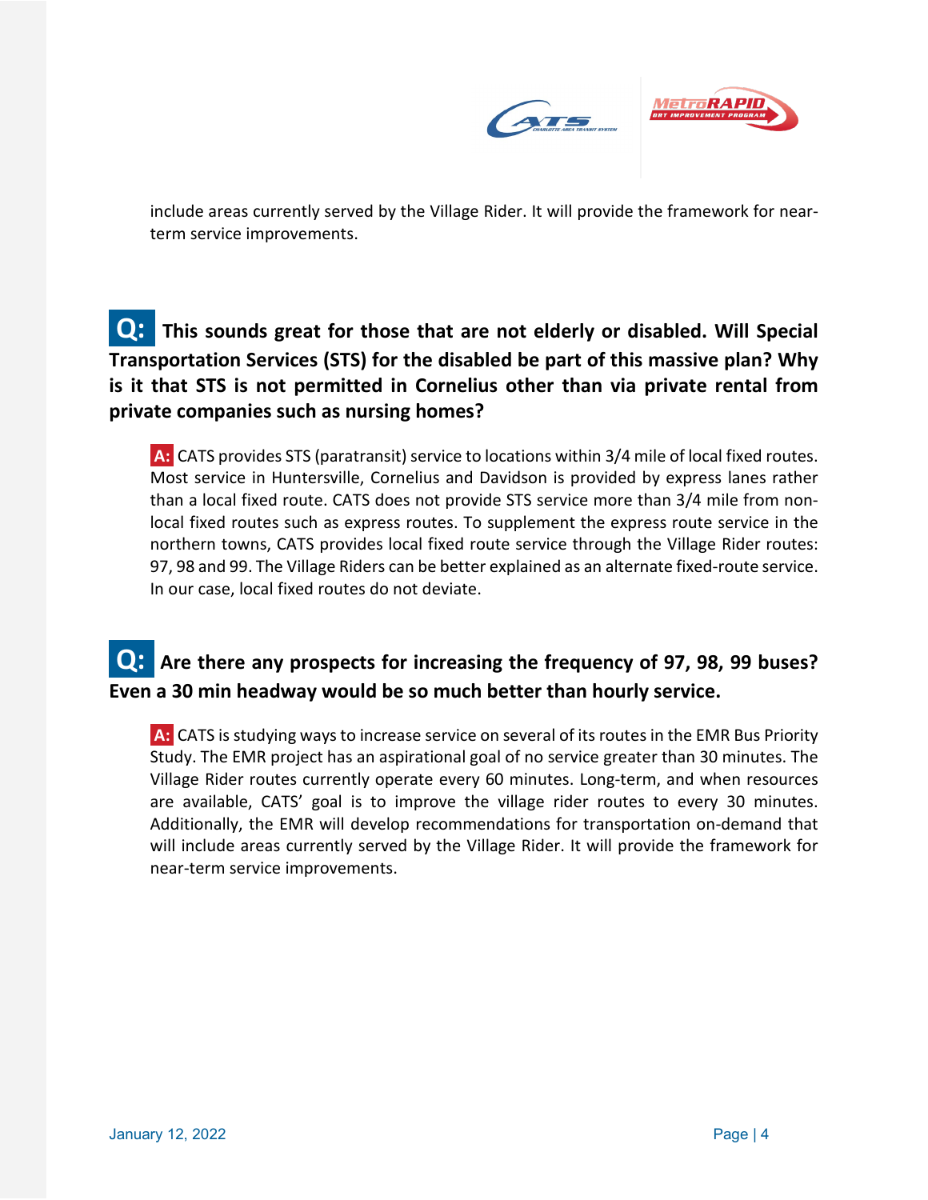include areas currently served by the Village Rider. It will provide the framework for near-term service improvements.

**Q: This sounds great for those that are not elderly or disabled. Will Special Transportation Services (STS) for the disabled be part of this massive plan? Why is it that STS is not permitted in Cornelius other than via private rental from private companies such as nursing homes?**

**A:** CATS provides STS (paratransit) service to locations within 3/4 mile of local fixed routes. Most service in Huntersville, Cornelius and Davidson is provided by express lanes rather than a local fixed route. CATS does not provide STS service more than 3/4 mile from non-local fixed routes such as express routes. To supplement the express route service in the northern towns, CATS provides local fixed route service through the Village Rider routes: 97, 98 and 99. The Village Riders can be better explained as an alternate fixed-route service. In our case, local fixed routes do not deviate.

**Q: Are there any prospects for increasing the frequency of 97, 98, 99 buses? Even a 30 min headway would be so much better than hourly service.**

**A:** CATS is studying ways to increase service on several of its routes in the EMR Bus Priority Study. The EMR project has an aspirational goal of no service greater than 30 minutes. The Village Rider routes currently operate every 60 minutes. Long-term, and when resources are available, CATS' goal is to improve the village rider routes to every 30 minutes. Additionally, the EMR will develop recommendations for transportation on-demand that will include areas currently served by the Village Rider. It will provide the framework for near-term service improvements.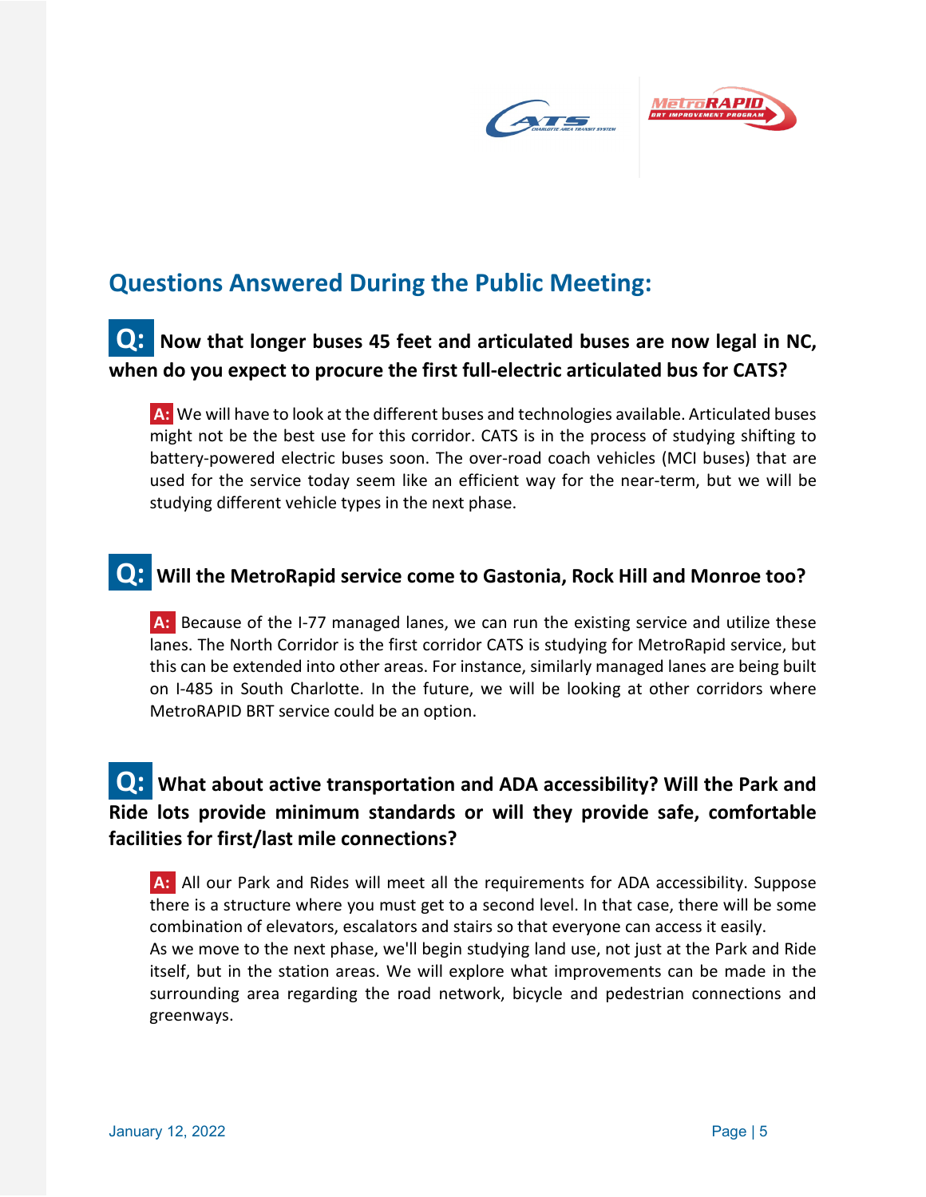## Questions Answered During the Public Meeting:

**Q: Now that longer buses 45 feet and articulated buses are now legal in NC, when do you expect to procure the first full-electric articulated bus for CATS?**

**A:** We will have to look at the different buses and technologies available. Articulated buses might not be the best use for this corridor. CATS is in the process of studying shifting to battery-powered electric buses soon. The over-road coach vehicles (MCI buses) that are used for the service today seem like an efficient way for the near-term, but we will be studying different vehicle types in the next phase.

**Q: Will the MetroRapid service come to Gastonia, Rock Hill and Monroe too?**

**A:** Because of the I-77 managed lanes, we can run the existing service and utilize these lanes. The North Corridor is the first corridor CATS is studying for MetroRapid service, but this can be extended into other areas. For instance, similarly managed lanes are being built on I-485 in South Charlotte. In the future, we will be looking at other corridors where MetroRAPID BRT service could be an option.

**Q: What about active transportation and ADA accessibility? Will the Park and Ride lots provide minimum standards or will they provide safe, comfortable facilities for first/last mile connections?**

**A:** All our Park and Rides will meet all the requirements for ADA accessibility. Suppose there is a structure where you must get to a second level. In that case, there will be some combination of elevators, escalators and stairs so that everyone can access it easily.
As we move to the next phase, we'll begin studying land use, not just at the Park and Ride itself, but in the station areas. We will explore what improvements can be made in the surrounding area regarding the road network, bicycle and pedestrian connections and greenways.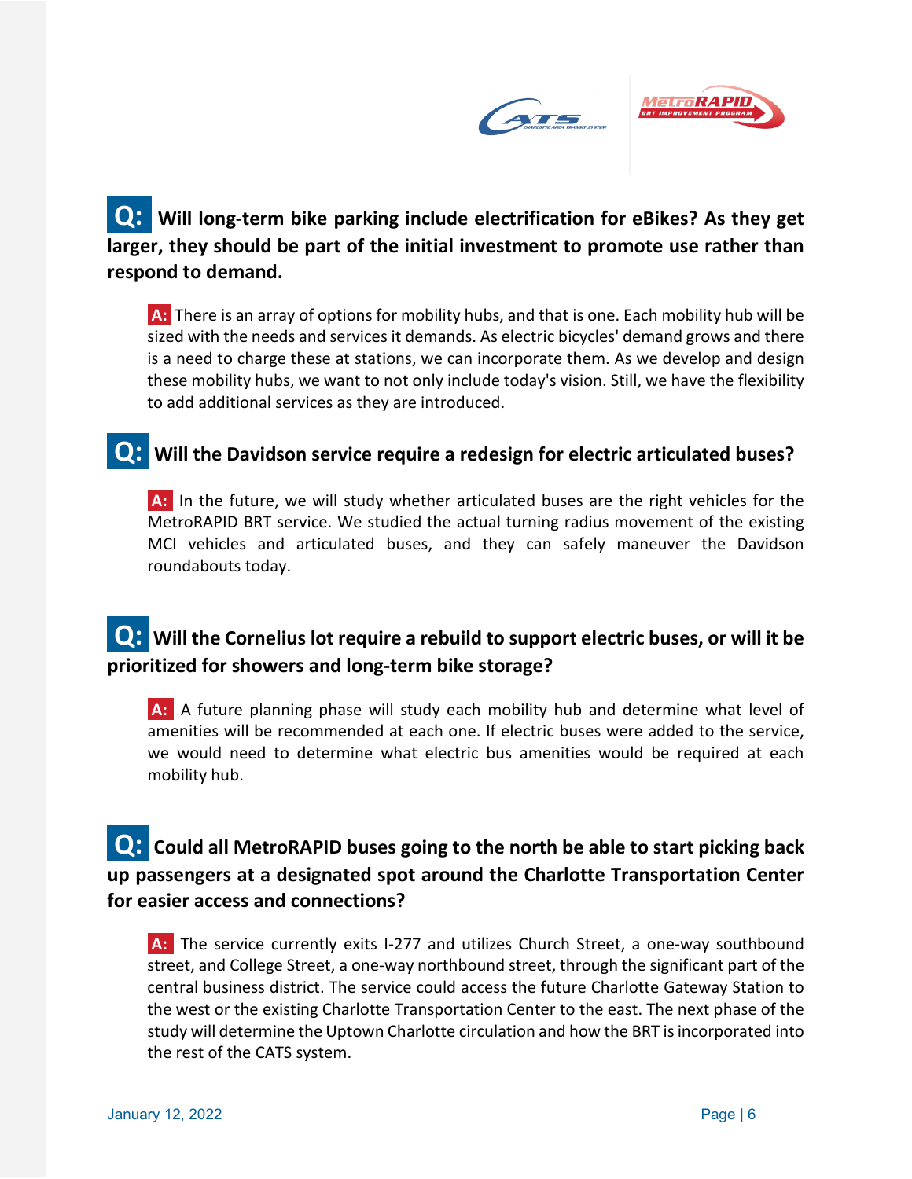**Q: Will long-term bike parking include electrification for eBikes? As they get larger, they should be part of the initial investment to promote use rather than respond to demand.**

**A:** There is an array of options for mobility hubs, and that is one. Each mobility hub will be sized with the needs and services it demands. As electric bicycles' demand grows and there is a need to charge these at stations, we can incorporate them. As we develop and design these mobility hubs, we want to not only include today's vision. Still, we have the flexibility to add additional services as they are introduced.

**Q: Will the Davidson service require a redesign for electric articulated buses?**

**A:** In the future, we will study whether articulated buses are the right vehicles for the MetroRAPID BRT service. We studied the actual turning radius movement of the existing MCI vehicles and articulated buses, and they can safely maneuver the Davidson roundabouts today.

**Q: Will the Cornelius lot require a rebuild to support electric buses, or will it be prioritized for showers and long-term bike storage?**

**A:** A future planning phase will study each mobility hub and determine what level of amenities will be recommended at each one. If electric buses were added to the service, we would need to determine what electric bus amenities would be required at each mobility hub.

**Q: Could all MetroRAPID buses going to the north be able to start picking back up passengers at a designated spot around the Charlotte Transportation Center for easier access and connections?**

**A:** The service currently exits I-277 and utilizes Church Street, a one-way southbound street, and College Street, a one-way northbound street, through the significant part of the central business district. The service could access the future Charlotte Gateway Station to the west or the existing Charlotte Transportation Center to the east. The next phase of the study will determine the Uptown Charlotte circulation and how the BRT is incorporated into the rest of the CATS system.